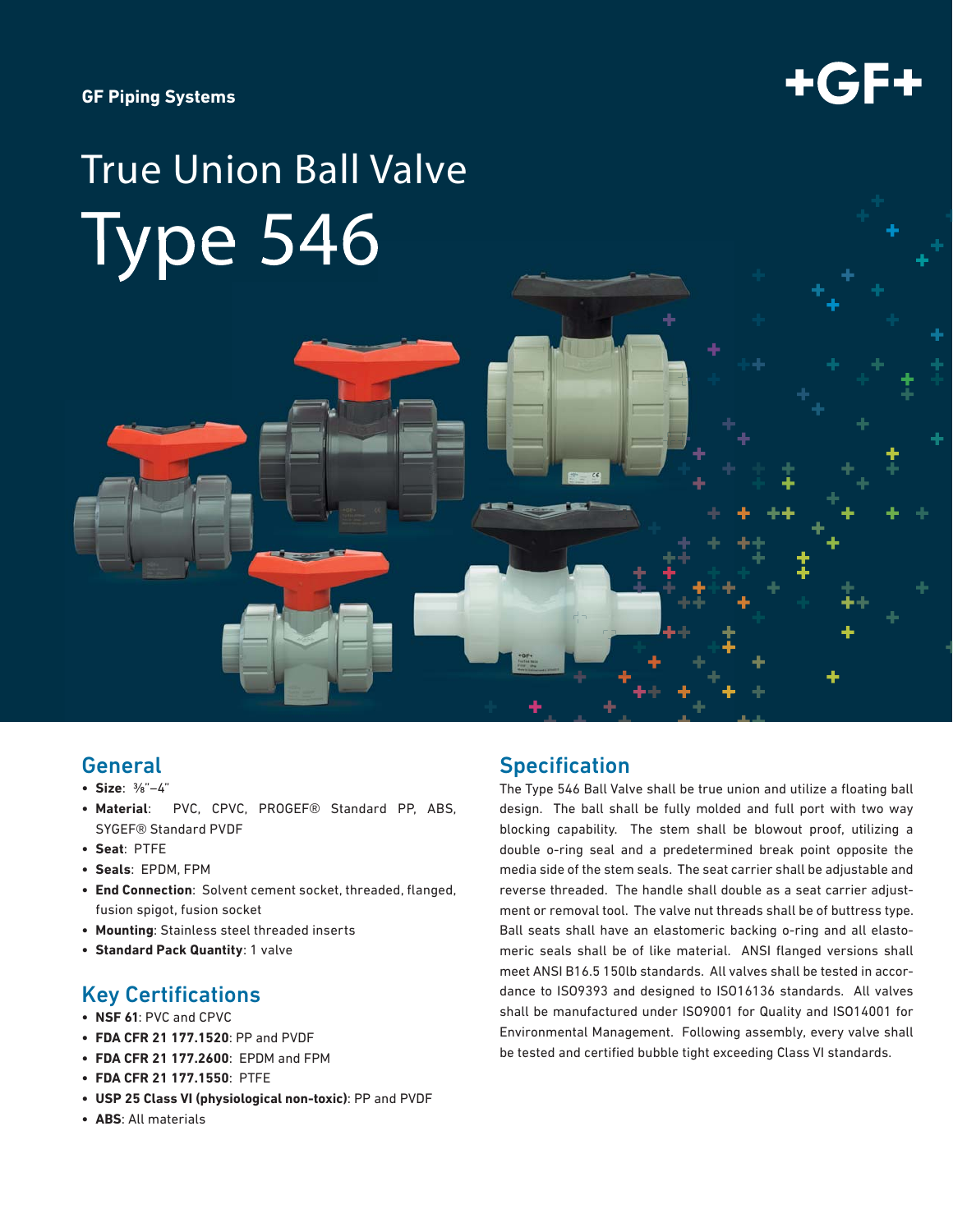GF Piping Systems

+GF+

# True Union Ball Valve
# Type 546

## General

- **Size**: ⅜"–4"
- **Material**: PVC, CPVC, PROGEF® Standard PP, ABS, SYGEF® Standard PVDF
- **Seat**: PTFE
- **Seals**: EPDM, FPM
- **End Connection**: Solvent cement socket, threaded, flanged, fusion spigot, fusion socket
- **Mounting**: Stainless steel threaded inserts
- **Standard Pack Quantity**: 1 valve

## Key Certifications

- **NSF 61**: PVC and CPVC
- **FDA CFR 21 177.1520**: PP and PVDF
- **FDA CFR 21 177.2600**: EPDM and FPM
- **FDA CFR 21 177.1550**: PTFE
- **USP 25 Class VI (physiological non-toxic)**: PP and PVDF
- **ABS**: All materials

## Specification

The Type 546 Ball Valve shall be true union and utilize a floating ball design. The ball shall be fully molded and full port with two way blocking capability. The stem shall be blowout proof, utilizing a double o-ring seal and a predetermined break point opposite the media side of the stem seals. The seat carrier shall be adjustable and reverse threaded. The handle shall double as a seat carrier adjustment or removal tool. The valve nut threads shall be of buttress type. Ball seats shall have an elastomeric backing o-ring and all elastomeric seals shall be of like material. ANSI flanged versions shall meet ANSI B16.5 150lb standards. All valves shall be tested in accordance to ISO9393 and designed to ISO16136 standards. All valves shall be manufactured under ISO9001 for Quality and ISO14001 for Environmental Management. Following assembly, every valve shall be tested and certified bubble tight exceeding Class VI standards.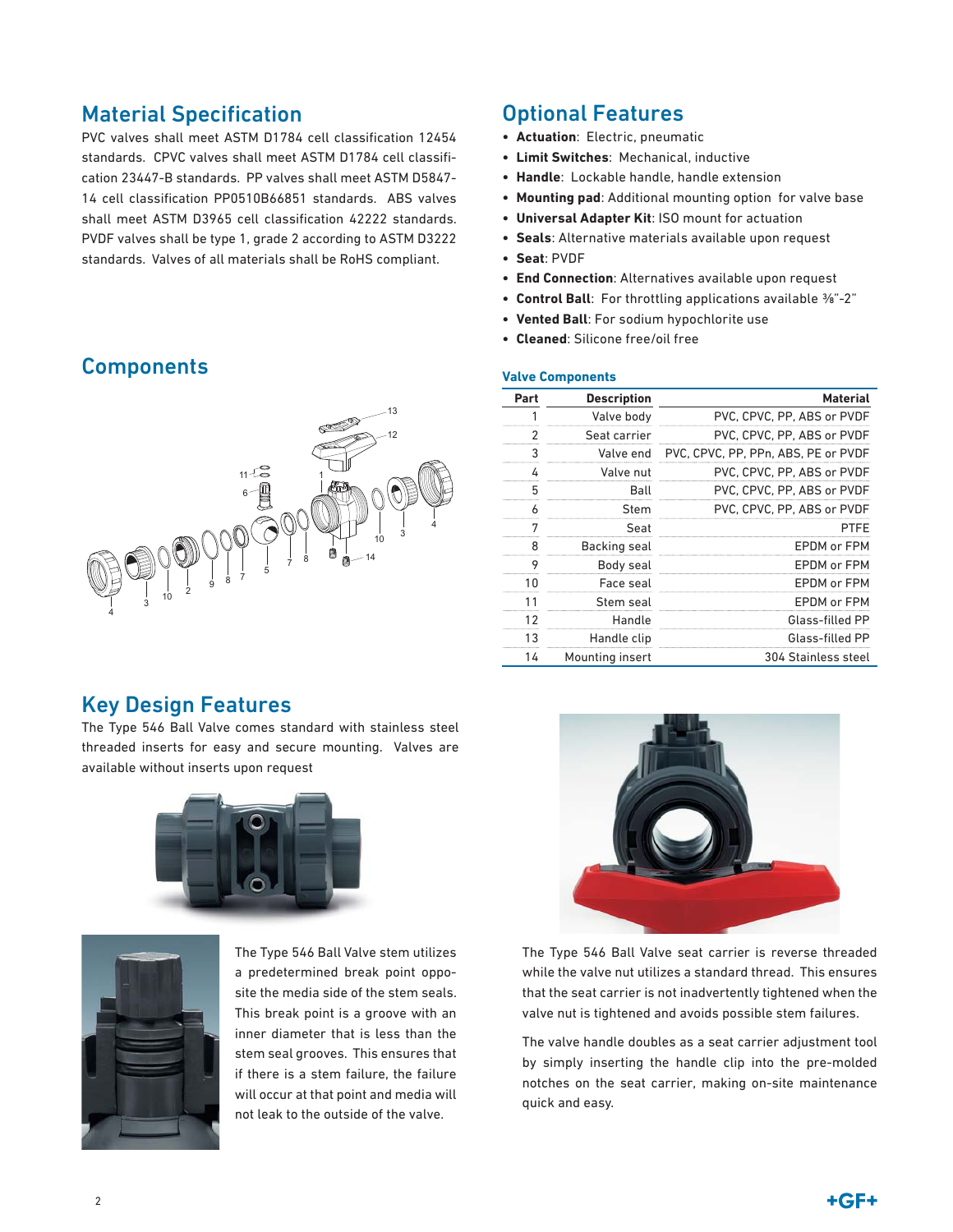## Material Specification

PVC valves shall meet ASTM D1784 cell classification 12454 standards. CPVC valves shall meet ASTM D1784 cell classification 23447-B standards. PP valves shall meet ASTM D5847-14 cell classification PP0510B66851 standards. ABS valves shall meet ASTM D3965 cell classification 42222 standards. PVDF valves shall be type 1, grade 2 according to ASTM D3222 standards. Valves of all materials shall be RoHS compliant.

## Optional Features

- **Actuation**: Electric, pneumatic
- **Limit Switches**: Mechanical, inductive
- **Handle**: Lockable handle, handle extension
- **Mounting pad**: Additional mounting option for valve base
- **Universal Adapter Kit**: ISO mount for actuation
- **Seals**: Alternative materials available upon request
- **Seat**: PVDF
- **End Connection**: Alternatives available upon request
- **Control Ball**: For throttling applications available ⅜"-2"
- **Vented Ball**: For sodium hypochlorite use
- **Cleaned**: Silicone free/oil free

## Components

### Valve Components

| Part | Description | Material |
|---|---|---|
| 1 | Valve body | PVC, CPVC, PP, ABS or PVDF |
| 2 | Seat carrier | PVC, CPVC, PP, ABS or PVDF |
| 3 | Valve end | PVC, CPVC, PP, PPn, ABS, PE or PVDF |
| 4 | Valve nut | PVC, CPVC, PP, ABS or PVDF |
| 5 | Ball | PVC, CPVC, PP, ABS or PVDF |
| 6 | Stem | PVC, CPVC, PP, ABS or PVDF |
| 7 | Seat | PTFE |
| 8 | Backing seal | EPDM or FPM |
| 9 | Body seal | EPDM or FPM |
| 10 | Face seal | EPDM or FPM |
| 11 | Stem seal | EPDM or FPM |
| 12 | Handle | Glass-filled PP |
| 13 | Handle clip | Glass-filled PP |
| 14 | Mounting insert | 304 Stainless steel |

## Key Design Features

The Type 546 Ball Valve comes standard with stainless steel threaded inserts for easy and secure mounting. Valves are available without inserts upon request

The Type 546 Ball Valve stem utilizes a predetermined break point opposite the media side of the stem seals. This break point is a groove with an inner diameter that is less than the stem seal grooves. This ensures that if there is a stem failure, the failure will occur at that point and media will not leak to the outside of the valve.

The Type 546 Ball Valve seat carrier is reverse threaded while the valve nut utilizes a standard thread. This ensures that the seat carrier is not inadvertently tightened when the valve nut is tightened and avoids possible stem failures.

The valve handle doubles as a seat carrier adjustment tool by simply inserting the handle clip into the pre-molded notches on the seat carrier, making on-site maintenance quick and easy.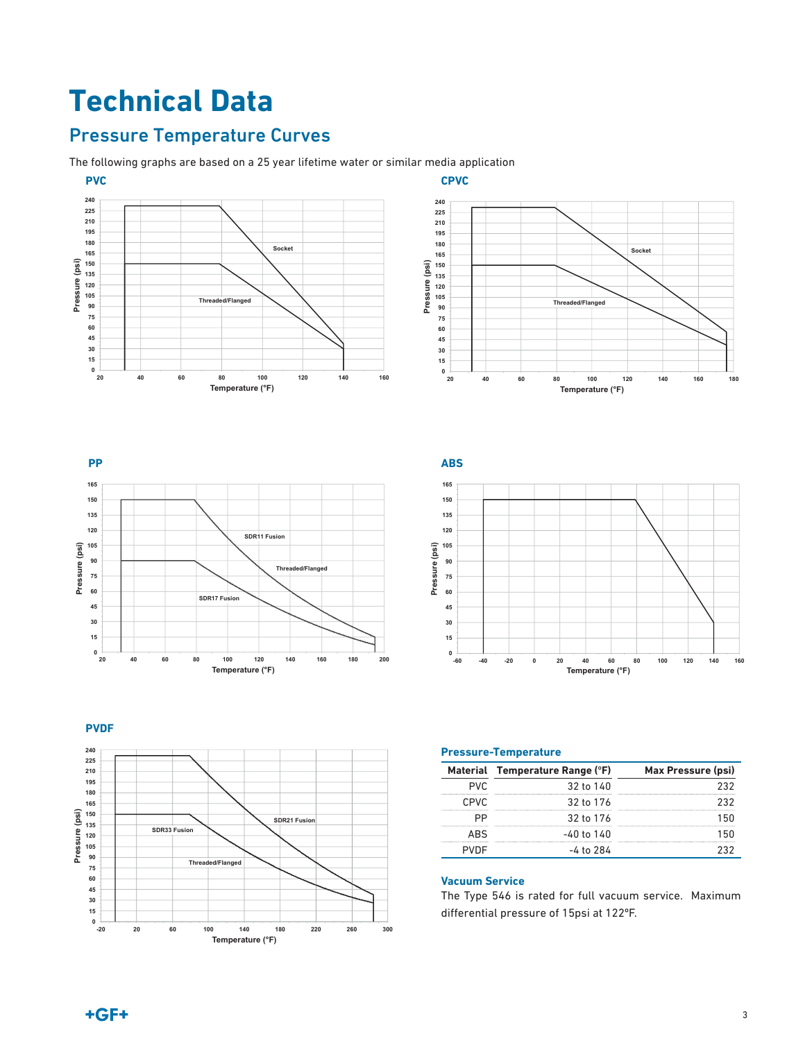# Technical Data

## Pressure Temperature Curves

The following graphs are based on a 25 year lifetime water or similar media application

**PVC**

**CPVC**

**PP**

**ABS**

**PVDF**

### Pressure-Temperature

| Material | Temperature Range (°F) | Max Pressure (psi) |
|---|---|---|
| PVC | 32 to 140 | 232 |
| CPVC | 32 to 176 | 232 |
| PP | 32 to 176 | 150 |
| ABS | -40 to 140 | 150 |
| PVDF | -4 to 284 | 232 |

### Vacuum Service

The Type 546 is rated for full vacuum service. Maximum differential pressure of 15psi at 122°F.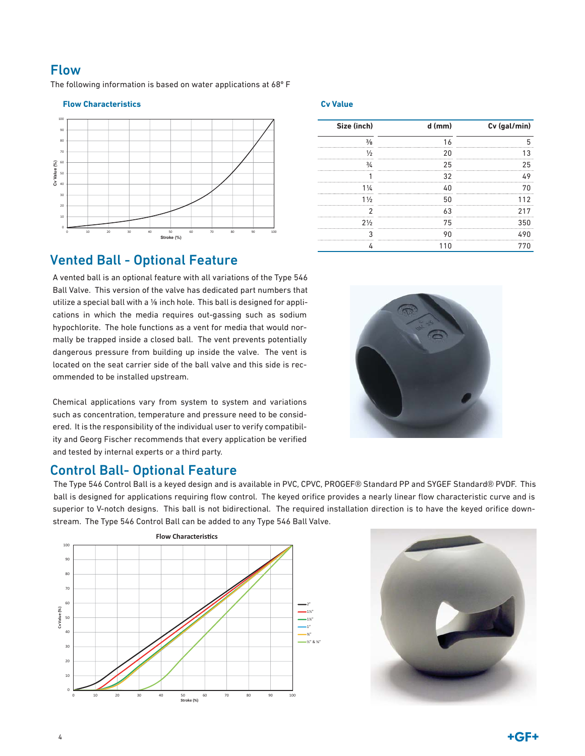## Flow

The following information is based on water applications at 68° F

### Flow Characteristics

### Cv Value

| Size (inch) | d (mm) | Cv (gal/min) |
|---|---|---|
| ⅜ | 16 | 5 |
| ½ | 20 | 13 |
| ¾ | 25 | 25 |
| 1 | 32 | 49 |
| 1¼ | 40 | 70 |
| 1½ | 50 | 112 |
| 2 | 63 | 217 |
| 2½ | 75 | 350 |
| 3 | 90 | 490 |
| 4 | 110 | 770 |

## Vented Ball - Optional Feature

A vented ball is an optional feature with all variations of the Type 546 Ball Valve. This version of the valve has dedicated part numbers that utilize a special ball with a ⅛ inch hole. This ball is designed for applications in which the media requires out-gassing such as sodium hypochlorite. The hole functions as a vent for media that would normally be trapped inside a closed ball. The vent prevents potentially dangerous pressure from building up inside the valve. The vent is located on the seat carrier side of the ball valve and this side is recommended to be installed upstream.

Chemical applications vary from system to system and variations such as concentration, temperature and pressure need to be considered. It is the responsibility of the individual user to verify compatibility and Georg Fischer recommends that every application be verified and tested by internal experts or a third party.

## Control Ball- Optional Feature

The Type 546 Control Ball is a keyed design and is available in PVC, CPVC, PROGEF® Standard PP and SYGEF Standard® PVDF. This ball is designed for applications requiring flow control. The keyed orifice provides a nearly linear flow characteristic curve and is superior to V-notch designs. This ball is not bidirectional. The required installation direction is to have the keyed orifice downstream. The Type 546 Control Ball can be added to any Type 546 Ball Valve.

### Flow Characteristics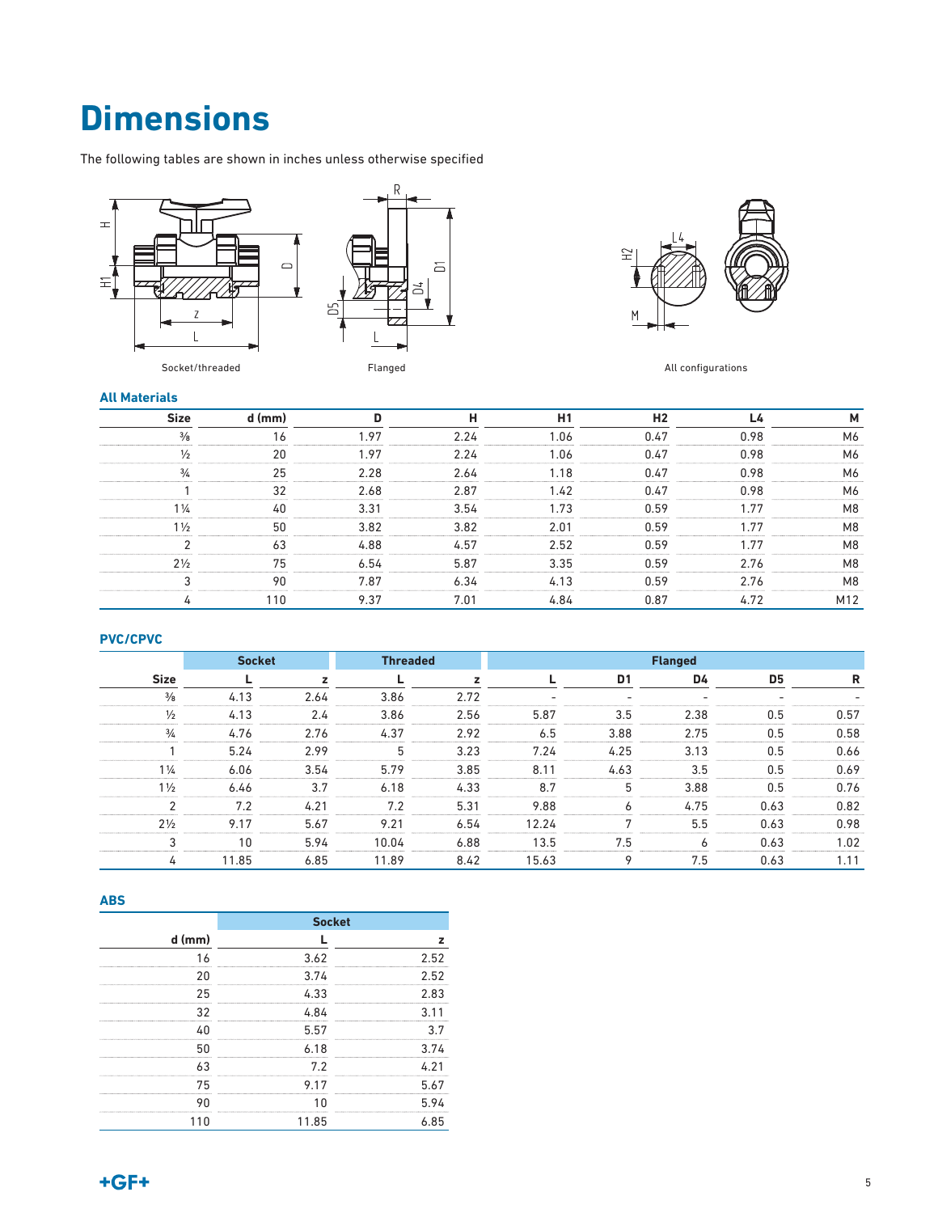# Dimensions

The following tables are shown in inches unless otherwise specified

Socket/threaded

Flanged

All configurations

### All Materials

| Size | d (mm) | D | H | H1 | H2 | L4 | M |
|---|---|---|---|---|---|---|---|
| ⅜ | 16 | 1.97 | 2.24 | 1.06 | 0.47 | 0.98 | M6 |
| ½ | 20 | 1.97 | 2.24 | 1.06 | 0.47 | 0.98 | M6 |
| ¾ | 25 | 2.28 | 2.64 | 1.18 | 0.47 | 0.98 | M6 |
| 1 | 32 | 2.68 | 2.87 | 1.42 | 0.47 | 0.98 | M6 |
| 1¼ | 40 | 3.31 | 3.54 | 1.73 | 0.59 | 1.77 | M8 |
| 1½ | 50 | 3.82 | 3.82 | 2.01 | 0.59 | 1.77 | M8 |
| 2 | 63 | 4.88 | 4.57 | 2.52 | 0.59 | 1.77 | M8 |
| 2½ | 75 | 6.54 | 5.87 | 3.35 | 0.59 | 2.76 | M8 |
| 3 | 90 | 7.87 | 6.34 | 4.13 | 0.59 | 2.76 | M8 |
| 4 | 110 | 9.37 | 7.01 | 4.84 | 0.87 | 4.72 | M12 |

### PVC/CPVC

| | Socket | | Threaded | | Flanged | | | | |
|---|---|---|---|---|---|---|---|---|---|
| Size | L | z | L | z | L | D1 | D4 | D5 | R |
| ⅜ | 4.13 | 2.64 | 3.86 | 2.72 | - | - | - | - | - |
| ½ | 4.13 | 2.4 | 3.86 | 2.56 | 5.87 | 3.5 | 2.38 | 0.5 | 0.57 |
| ¾ | 4.76 | 2.76 | 4.37 | 2.92 | 6.5 | 3.88 | 2.75 | 0.5 | 0.58 |
| 1 | 5.24 | 2.99 | 5 | 3.23 | 7.24 | 4.25 | 3.13 | 0.5 | 0.66 |
| 1¼ | 6.06 | 3.54 | 5.79 | 3.85 | 8.11 | 4.63 | 3.5 | 0.5 | 0.69 |
| 1½ | 6.46 | 3.7 | 6.18 | 4.33 | 8.7 | 5 | 3.88 | 0.5 | 0.76 |
| 2 | 7.2 | 4.21 | 7.2 | 5.31 | 9.88 | 6 | 4.75 | 0.63 | 0.82 |
| 2½ | 9.17 | 5.67 | 9.21 | 6.54 | 12.24 | 7 | 5.5 | 0.63 | 0.98 |
| 3 | 10 | 5.94 | 10.04 | 6.88 | 13.5 | 7.5 | 6 | 0.63 | 1.02 |
| 4 | 11.85 | 6.85 | 11.89 | 8.42 | 15.63 | 9 | 7.5 | 0.63 | 1.11 |

### ABS

| | Socket | |
|---|---|---|
| d (mm) | L | z |
| 16 | 3.62 | 2.52 |
| 20 | 3.74 | 2.52 |
| 25 | 4.33 | 2.83 |
| 32 | 4.84 | 3.11 |
| 40 | 5.57 | 3.7 |
| 50 | 6.18 | 3.74 |
| 63 | 7.2 | 4.21 |
| 75 | 9.17 | 5.67 |
| 90 | 10 | 5.94 |
| 110 | 11.85 | 6.85 |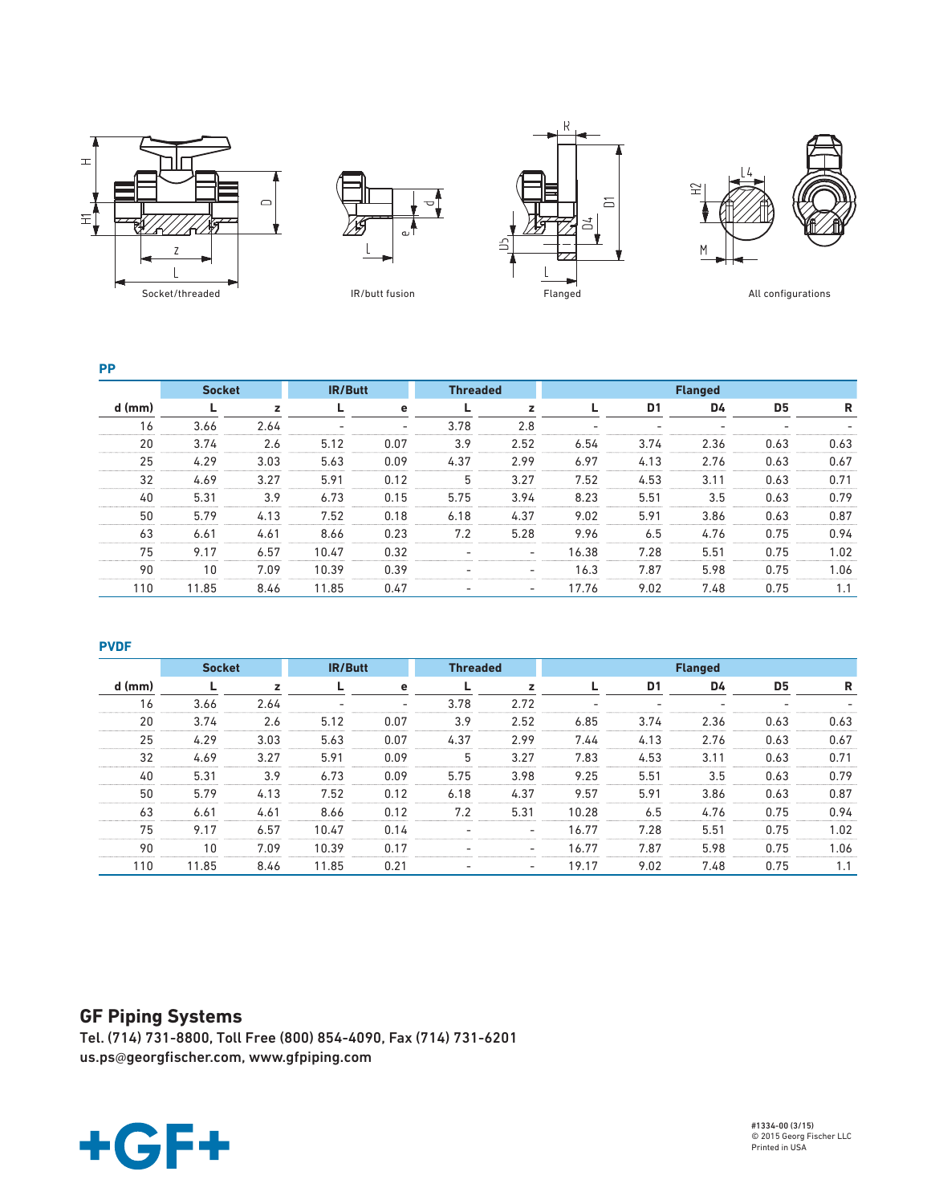Socket/threaded

IR/butt fusion

Flanged

All configurations

**PP**

| d (mm) | Socket | | IR/Butt | | Threaded | | Flanged | | | | |
|---|---|---|---|---|---|---|---|---|---|---|---|
| | L | z | L | e | L | z | L | D1 | D4 | D5 | R |
| 16 | 3.66 | 2.64 | - | - | 3.78 | 2.8 | - | - | - | - | - |
| 20 | 3.74 | 2.6 | 5.12 | 0.07 | 3.9 | 2.52 | 6.54 | 3.74 | 2.36 | 0.63 | 0.63 |
| 25 | 4.29 | 3.03 | 5.63 | 0.09 | 4.37 | 2.99 | 6.97 | 4.13 | 2.76 | 0.63 | 0.67 |
| 32 | 4.69 | 3.27 | 5.91 | 0.12 | 5 | 3.27 | 7.52 | 4.53 | 3.11 | 0.63 | 0.71 |
| 40 | 5.31 | 3.9 | 6.73 | 0.15 | 5.75 | 3.94 | 8.23 | 5.51 | 3.5 | 0.63 | 0.79 |
| 50 | 5.79 | 4.13 | 7.52 | 0.18 | 6.18 | 4.37 | 9.02 | 5.91 | 3.86 | 0.63 | 0.87 |
| 63 | 6.61 | 4.61 | 8.66 | 0.23 | 7.2 | 5.28 | 9.96 | 6.5 | 4.76 | 0.75 | 0.94 |
| 75 | 9.17 | 6.57 | 10.47 | 0.32 | - | - | 16.38 | 7.28 | 5.51 | 0.75 | 1.02 |
| 90 | 10 | 7.09 | 10.39 | 0.39 | - | - | 16.3 | 7.87 | 5.98 | 0.75 | 1.06 |
| 110 | 11.85 | 8.46 | 11.85 | 0.47 | - | - | 17.76 | 9.02 | 7.48 | 0.75 | 1.1 |

**PVDF**

| d (mm) | Socket | | IR/Butt | | Threaded | | Flanged | | | | |
|---|---|---|---|---|---|---|---|---|---|---|---|
| | L | z | L | e | L | z | L | D1 | D4 | D5 | R |
| 16 | 3.66 | 2.64 | - | - | 3.78 | 2.72 | - | - | - | - | - |
| 20 | 3.74 | 2.6 | 5.12 | 0.07 | 3.9 | 2.52 | 6.85 | 3.74 | 2.36 | 0.63 | 0.63 |
| 25 | 4.29 | 3.03 | 5.63 | 0.07 | 4.37 | 2.99 | 7.44 | 4.13 | 2.76 | 0.63 | 0.67 |
| 32 | 4.69 | 3.27 | 5.91 | 0.09 | 5 | 3.27 | 7.83 | 4.53 | 3.11 | 0.63 | 0.71 |
| 40 | 5.31 | 3.9 | 6.73 | 0.09 | 5.75 | 3.98 | 9.25 | 5.51 | 3.5 | 0.63 | 0.79 |
| 50 | 5.79 | 4.13 | 7.52 | 0.12 | 6.18 | 4.37 | 9.57 | 5.91 | 3.86 | 0.63 | 0.87 |
| 63 | 6.61 | 4.61 | 8.66 | 0.12 | 7.2 | 5.31 | 10.28 | 6.5 | 4.76 | 0.75 | 0.94 |
| 75 | 9.17 | 6.57 | 10.47 | 0.14 | - | - | 16.77 | 7.28 | 5.51 | 0.75 | 1.02 |
| 90 | 10 | 7.09 | 10.39 | 0.17 | - | - | 16.77 | 7.87 | 5.98 | 0.75 | 1.06 |
| 110 | 11.85 | 8.46 | 11.85 | 0.21 | - | - | 19.17 | 9.02 | 7.48 | 0.75 | 1.1 |

## GF Piping Systems

Tel. (714) 731-8800, Toll Free (800) 854-4090, Fax (714) 731-6201
us.ps@georgfischer.com, www.gfpiping.com

+GF+

#1334-00 (3/15)
© 2015 Georg Fischer LLC
Printed in USA